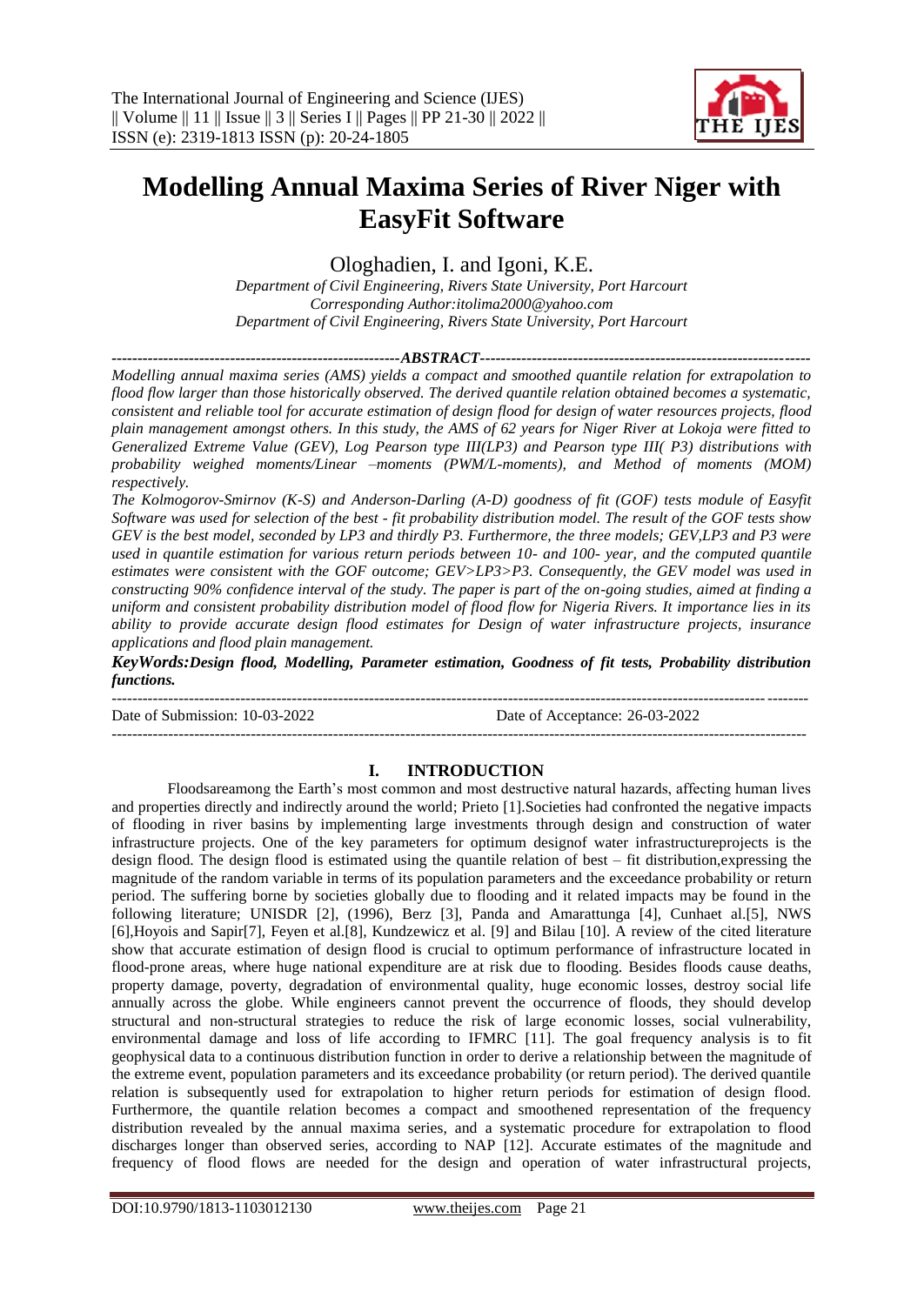# Modelling Annual Maxima Series of River Niger with EasyFit Software

Ologhadien, I. and Igoni, K.E.

*Department of Civil Engineering, Rivers State University, Port Harcourt*
*Corresponding Author:itolima2000@yahoo.com*
*Department of Civil Engineering, Rivers State University, Port Harcourt*

---

***ABSTRACT***

*Modelling annual maxima series (AMS) yields a compact and smoothed quantile relation for extrapolation to flood flow larger than those historically observed. The derived quantile relation obtained becomes a systematic, consistent and reliable tool for accurate estimation of design flood for design of water resources projects, flood plain management amongst others. In this study, the AMS of 62 years for Niger River at Lokoja were fitted to Generalized Extreme Value (GEV), Log Pearson type III(LP3) and Pearson type III( P3) distributions with probability weighed moments/Linear –moments (PWM/L-moments), and Method of moments (MOM) respectively.*

*The Kolmogorov-Smirnov (K-S) and Anderson-Darling (A-D) goodness of fit (GOF) tests module of Easyfit Software was used for selection of the best - fit probability distribution model. The result of the GOF tests show GEV is the best model, seconded by LP3 and thirdly P3. Furthermore, the three models; GEV,LP3 and P3 were used in quantile estimation for various return periods between 10- and 100- year, and the computed quantile estimates were consistent with the GOF outcome; GEV>LP3>P3. Consequently, the GEV model was used in constructing 90% confidence interval of the study. The paper is part of the on-going studies, aimed at finding a uniform and consistent probability distribution model of flood flow for Nigeria Rivers. It importance lies in its ability to provide accurate design flood estimates for Design of water infrastructure projects, insurance applications and flood plain management.*

***KeyWords:Design flood, Modelling, Parameter estimation, Goodness of fit tests, Probability distribution functions.***

---

Date of Submission: 10-03-2022 | Date of Acceptance: 26-03-2022

---

## I. INTRODUCTION

Floodsareamong the Earth's most common and most destructive natural hazards, affecting human lives and properties directly and indirectly around the world; Prieto [1].Societies had confronted the negative impacts of flooding in river basins by implementing large investments through design and construction of water infrastructure projects. One of the key parameters for optimum designof water infrastructureprojects is the design flood. The design flood is estimated using the quantile relation of best – fit distribution,expressing the magnitude of the random variable in terms of its population parameters and the exceedance probability or return period. The suffering borne by societies globally due to flooding and it related impacts may be found in the following literature; UNISDR [2], (1996), Berz [3], Panda and Amarattunga [4], Cunhaet al.[5], NWS [6],Hoyois and Sapir[7], Feyen et al.[8], Kundzewicz et al. [9] and Bilau [10]. A review of the cited literature show that accurate estimation of design flood is crucial to optimum performance of infrastructure located in flood-prone areas, where huge national expenditure are at risk due to flooding. Besides floods cause deaths, property damage, poverty, degradation of environmental quality, huge economic losses, destroy social life annually across the globe. While engineers cannot prevent the occurrence of floods, they should develop structural and non-structural strategies to reduce the risk of large economic losses, social vulnerability, environmental damage and loss of life according to IFMRC [11]. The goal frequency analysis is to fit geophysical data to a continuous distribution function in order to derive a relationship between the magnitude of the extreme event, population parameters and its exceedance probability (or return period). The derived quantile relation is subsequently used for extrapolation to higher return periods for estimation of design flood. Furthermore, the quantile relation becomes a compact and smoothened representation of the frequency distribution revealed by the annual maxima series, and a systematic procedure for extrapolation to flood discharges longer than observed series, according to NAP [12]. Accurate estimates of the magnitude and frequency of flood flows are needed for the design and operation of water infrastructural projects,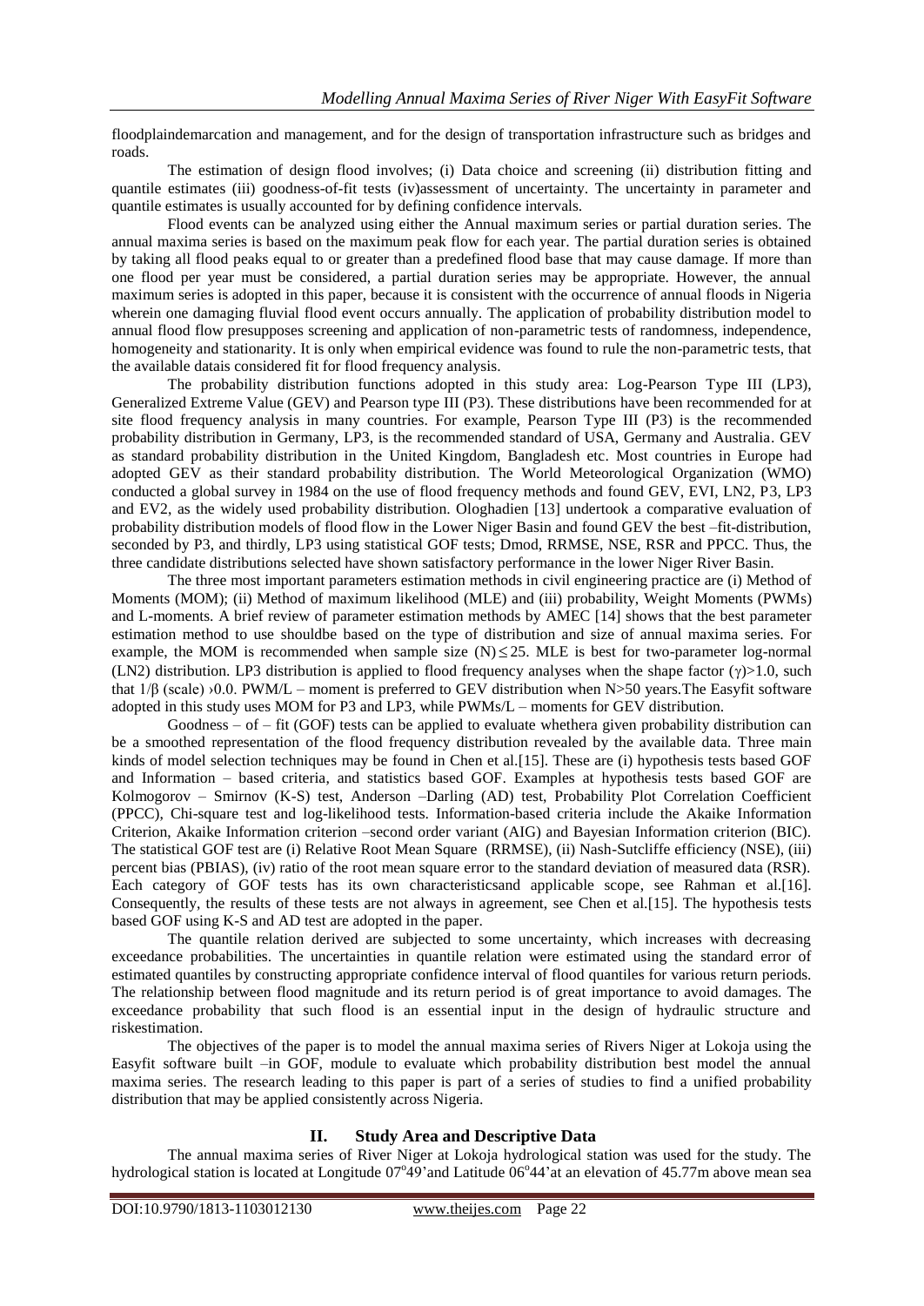floodplaindemarcation and management, and for the design of transportation infrastructure such as bridges and roads.

The estimation of design flood involves; (i) Data choice and screening (ii) distribution fitting and quantile estimates (iii) goodness-of-fit tests (iv)assessment of uncertainty. The uncertainty in parameter and quantile estimates is usually accounted for by defining confidence intervals.

Flood events can be analyzed using either the Annual maximum series or partial duration series. The annual maxima series is based on the maximum peak flow for each year. The partial duration series is obtained by taking all flood peaks equal to or greater than a predefined flood base that may cause damage. If more than one flood per year must be considered, a partial duration series may be appropriate. However, the annual maximum series is adopted in this paper, because it is consistent with the occurrence of annual floods in Nigeria wherein one damaging fluvial flood event occurs annually. The application of probability distribution model to annual flood flow presupposes screening and application of non-parametric tests of randomness, independence, homogeneity and stationarity. It is only when empirical evidence was found to rule the non-parametric tests, that the available datais considered fit for flood frequency analysis.

The probability distribution functions adopted in this study area: Log-Pearson Type III (LP3), Generalized Extreme Value (GEV) and Pearson type III (P3). These distributions have been recommended for at site flood frequency analysis in many countries. For example, Pearson Type III (P3) is the recommended probability distribution in Germany, LP3, is the recommended standard of USA, Germany and Australia. GEV as standard probability distribution in the United Kingdom, Bangladesh etc. Most countries in Europe had adopted GEV as their standard probability distribution. The World Meteorological Organization (WMO) conducted a global survey in 1984 on the use of flood frequency methods and found GEV, EVI, LN2, P3, LP3 and EV2, as the widely used probability distribution. Ologhadien [13] undertook a comparative evaluation of probability distribution models of flood flow in the Lower Niger Basin and found GEV the best –fit-distribution, seconded by P3, and thirdly, LP3 using statistical GOF tests; Dmod, RRMSE, NSE, RSR and PPCC. Thus, the three candidate distributions selected have shown satisfactory performance in the lower Niger River Basin.

The three most important parameters estimation methods in civil engineering practice are (i) Method of Moments (MOM); (ii) Method of maximum likelihood (MLE) and (iii) probability, Weight Moments (PWMs) and L-moments. A brief review of parameter estimation methods by AMEC [14] shows that the best parameter estimation method to use shouldbe based on the type of distribution and size of annual maxima series. For example, the MOM is recommended when sample size $(N) \leq 25$. MLE is best for two-parameter log-normal (LN2) distribution. LP3 distribution is applied to flood frequency analyses when the shape factor $(\gamma)>1.0$, such that $1/\beta$ (scale) $>0.0$. PWM/L – moment is preferred to GEV distribution when N>50 years.The Easyfit software adopted in this study uses MOM for P3 and LP3, while PWMs/L – moments for GEV distribution.

Goodness – of – fit (GOF) tests can be applied to evaluate whethera given probability distribution can be a smoothed representation of the flood frequency distribution revealed by the available data. Three main kinds of model selection techniques may be found in Chen et al.[15]. These are (i) hypothesis tests based GOF and Information – based criteria, and statistics based GOF. Examples at hypothesis tests based GOF are Kolmogorov – Smirnov (K-S) test, Anderson –Darling (AD) test, Probability Plot Correlation Coefficient (PPCC), Chi-square test and log-likelihood tests. Information-based criteria include the Akaike Information Criterion, Akaike Information criterion –second order variant (AIG) and Bayesian Information criterion (BIC). The statistical GOF test are (i) Relative Root Mean Square (RRMSE), (ii) Nash-Sutcliffe efficiency (NSE), (iii) percent bias (PBIAS), (iv) ratio of the root mean square error to the standard deviation of measured data (RSR). Each category of GOF tests has its own characteristicsand applicable scope, see Rahman et al.[16]. Consequently, the results of these tests are not always in agreement, see Chen et al.[15]. The hypothesis tests based GOF using K-S and AD test are adopted in the paper.

The quantile relation derived are subjected to some uncertainty, which increases with decreasing exceedance probabilities. The uncertainties in quantile relation were estimated using the standard error of estimated quantiles by constructing appropriate confidence interval of flood quantiles for various return periods. The relationship between flood magnitude and its return period is of great importance to avoid damages. The exceedance probability that such flood is an essential input in the design of hydraulic structure and riskestimation.

The objectives of the paper is to model the annual maxima series of Rivers Niger at Lokoja using the Easyfit software built –in GOF, module to evaluate which probability distribution best model the annual maxima series. The research leading to this paper is part of a series of studies to find a unified probability distribution that may be applied consistently across Nigeria.

## II. Study Area and Descriptive Data

The annual maxima series of River Niger at Lokoja hydrological station was used for the study. The hydrological station is located at Longitude 07°49'and Latitude 06°44'at an elevation of 45.77m above mean sea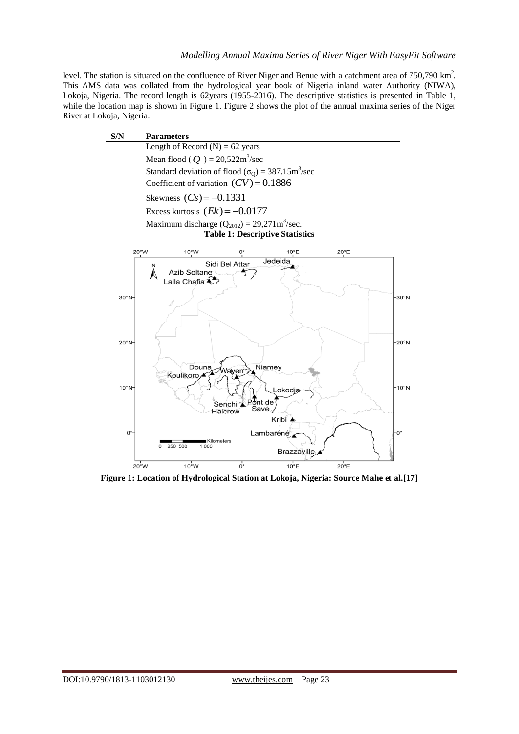level. The station is situated on the confluence of River Niger and Benue with a catchment area of 750,790 km$^2$. This AMS data was collated from the hydrological year book of Nigeria inland water Authority (NIWA), Lokoja, Nigeria. The record length is 62years (1955-2016). The descriptive statistics is presented in Table 1, while the location map is shown in Figure 1. Figure 2 shows the plot of the annual maxima series of the Niger River at Lokoja, Nigeria.

| S/N | Parameters |
|---|---|
| | Length of Record (N) = 62 years |
| | Mean flood ($\overline{Q}$) = 20,522m$^3$/sec |
| | Standard deviation of flood ($\sigma_Q$) = 387.15m$^3$/sec |
| | Coefficient of variation $(CV) = 0.1886$ |
| | Skewness $(Cs) = -0.1331$ |
| | Excess kurtosis $(Ek) = -0.0177$ |
| | Maximum discharge ($Q_{2012}$) = 29,271m$^3$/sec. |

**Table 1: Descriptive Statistics**

**Figure 1: Location of Hydrological Station at Lokoja, Nigeria: Source Mahe et al.[17]**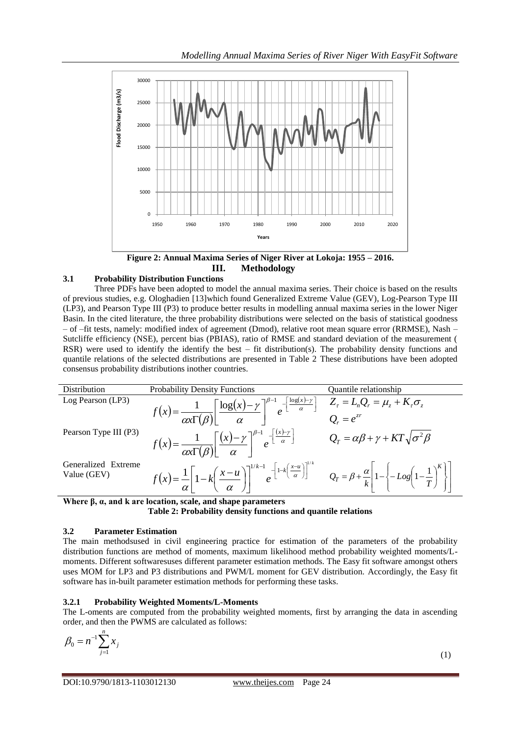30000
25000
20000
15000
10000
5000
0
1950 1960 1970 1980 1990 2000 2010 2020
Flood Discharge (m3/s)
Years

**Figure 2: Annual Maxima Series of Niger River at Lokoja: 1955 – 2016.**

# III. Methodology

## 3.1 Probability Distribution Functions

Three PDFs have been adopted to model the annual maxima series. Their choice is based on the results of previous studies, e.g. Ologhadien [13]which found Generalized Extreme Value (GEV), Log-Pearson Type III (LP3), and Pearson Type III (P3) to produce better results in modelling annual maxima series in the lower Niger Basin. In the cited literature, the three probability distributions were selected on the basis of statistical goodness – of –fit tests, namely: modified index of agreement (Dmod), relative root mean square error (RRMSE), Nash – Sutcliffe efficiency (NSE), percent bias (PBIAS), ratio of RMSE and standard deviation of the measurement ( RSR) were used to identify the identify the best – fit distribution(s). The probability density functions and quantile relations of the selected distributions are presented in Table 2 These distributions have been adopted consensus probability distributions inother countries.

| Distribution | Probability Density Functions | Quantile relationship |
|---|---|---|
| Log Pearson (LP3) | $f(x)=\frac{1}{\alpha x\Gamma(\beta)}\left[\frac{\log(x)-\gamma}{\alpha}\right]^{\beta-1} e^{-\left[\frac{\log(x)-\gamma}{\alpha}\right]}$ | $Z_{\tau}=L_{n}Q_{r}=\mu_{z}+K_{\tau}\sigma_{z}$ <br> $Q_{r}=e^{zr}$ |
| Pearson Type III (P3) | $f(x)=\frac{1}{\alpha x\Gamma(\beta)}\left[\frac{(x)-\gamma}{\alpha}\right]^{\beta-1} e^{-\left[\frac{(x)-\gamma}{\alpha}\right]}$ | $Q_{T}=\alpha\beta+\gamma+KT\sqrt{\sigma^{2}\beta}$ |
| Generalized Extreme Value (GEV) | $f(x)=\frac{1}{\alpha}\left[1-k\left(\frac{x-u}{\alpha}\right)\right]^{1/k-1} e^{-\left[1-k\left(\frac{x-u}{\alpha}\right)\right]^{1/k}}$ | $Q_{T}=\beta+\frac{\alpha}{k}\left[1-\left\{-Log\left(1-\frac{1}{T}\right)^{K}\right\}\right]$ |

**Where β, α, and k are location, scale, and shape parameters**

**Table 2: Probability density functions and quantile relations**

## 3.2 Parameter Estimation

The main methodsused in civil engineering practice for estimation of the parameters of the probability distribution functions are method of moments, maximum likelihood method probability weighted moments/L-moments. Different softwaresuses different parameter estimation methods. The Easy fit software amongst others uses MOM for LP3 and P3 distributions and PWM/L moment for GEV distribution. Accordingly, the Easy fit software has in-built parameter estimation methods for performing these tasks.

### 3.2.1 Probability Weighted Moments/L-Moments

The L-oments are computed from the probability weighted moments, first by arranging the data in ascending order, and then the PWMS are calculated as follows:

$$\beta_{0}=n^{-1}\sum_{j=1}^{n}x_{j} \tag{1}$$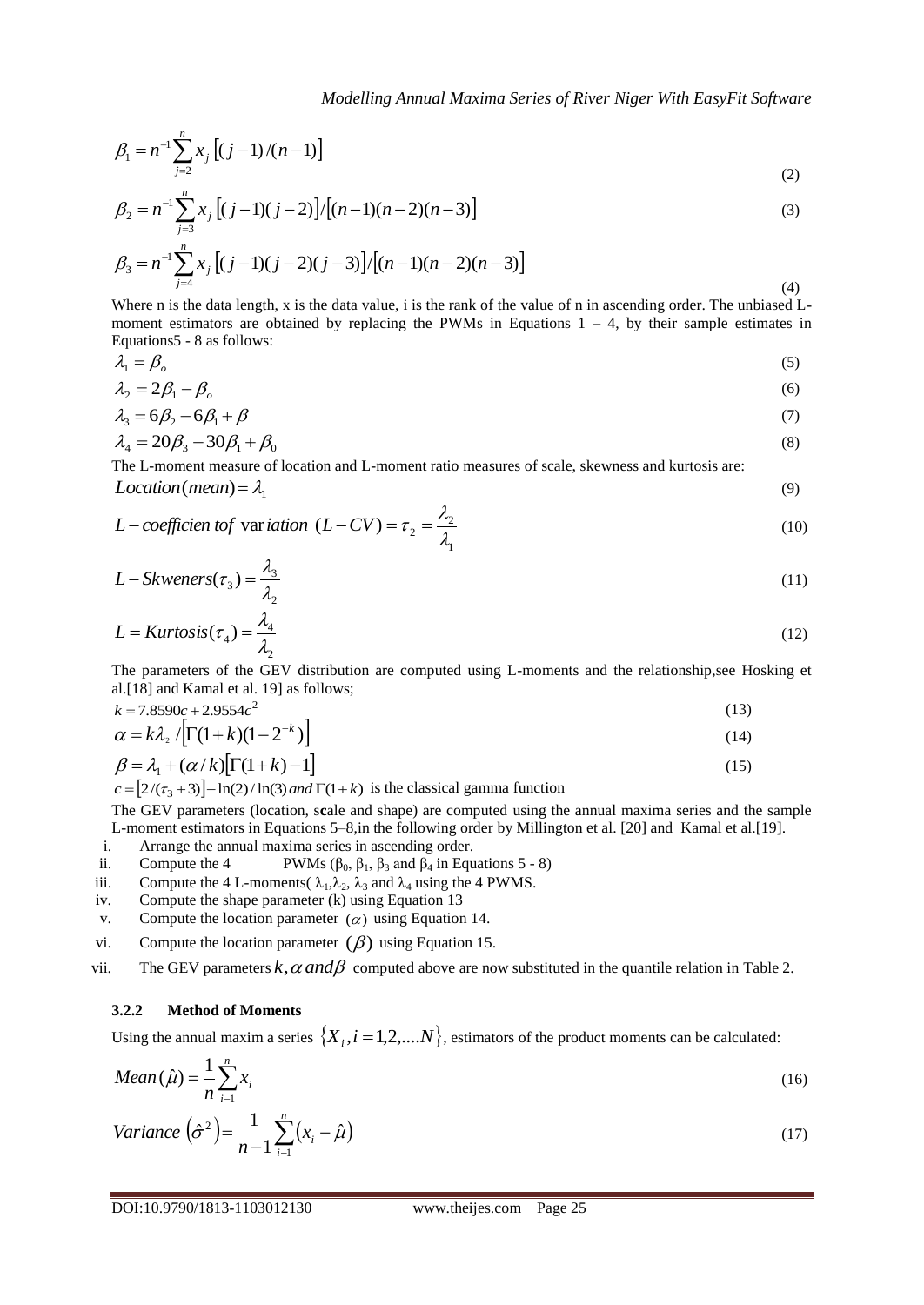$$\beta_1 = n^{-1}\sum_{j=2}^{n} x_j \left[(j-1)/(n-1)\right] \tag{2}$$

$$\beta_2 = n^{-1}\sum_{j=3}^{n} x_j \left[(j-1)(j-2)\right]/\left[(n-1)(n-2)(n-3)\right] \tag{3}$$

$$\beta_3 = n^{-1}\sum_{j=4}^{n} x_j \left[(j-1)(j-2)(j-3)\right]/\left[(n-1)(n-2)(n-3)\right] \tag{4}$$

Where n is the data length, x is the data value, i is the rank of the value of n in ascending order. The unbiased L-moment estimators are obtained by replacing the PWMs in Equations 1 – 4, by their sample estimates in Equations5 - 8 as follows:

$$\lambda_1 = \beta_o \tag{5}$$

$$\lambda_2 = 2\beta_1 - \beta_o \tag{6}$$

$$\lambda_3 = 6\beta_2 - 6\beta_1 + \beta \tag{7}$$

$$\lambda_4 = 20\beta_3 - 30\beta_1 + \beta_0 \tag{8}$$

The L-moment measure of location and L-moment ratio measures of scale, skewness and kurtosis are:

$$Location(mean) = \lambda_1 \tag{9}$$

$$L-coefficien\ tof\ \text{var}iation\ (L-CV) = \tau_2 = \frac{\lambda_2}{\lambda_1} \tag{10}$$

$$L-Skweners(\tau_3) = \frac{\lambda_3}{\lambda_2} \tag{11}$$

$$L = Kurtosis(\tau_4) = \frac{\lambda_4}{\lambda_2} \tag{12}$$

The parameters of the GEV distribution are computed using L-moments and the relationship,see Hosking et al.[18] and Kamal et al. 19] as follows;

$$k = 7.8590c + 2.9554c^2 \tag{13}$$

$$\alpha = k\lambda_2 / \left[\Gamma(1+k)(1-2^{-k})\right] \tag{14}$$

$$\beta = \lambda_1 + (\alpha/k)\left[\Gamma(1+k) - 1\right] \tag{15}$$

$c = \left[2/(\tau_3+3)\right] - \ln(2)/\ln(3)$ *and* $\Gamma(1+k)$ is the classical gamma function

The GEV parameters (location, scale and shape) are computed using the annual maxima series and the sample L-moment estimators in Equations 5–8,in the following order by Millington et al. [20] and Kamal et al.[19].

i. Arrange the annual maxima series in ascending order.
ii. Compute the 4 PWMs ($\beta_0$, $\beta_1$, $\beta_3$ and $\beta_4$ in Equations 5 - 8)
iii. Compute the 4 L-moments( $\lambda_1$,$\lambda_2$, $\lambda_3$ and $\lambda_4$ using the 4 PWMS.
iv. Compute the shape parameter (k) using Equation 13
v. Compute the location parameter $(\alpha)$ using Equation 14.
vi. Compute the location parameter $(\beta)$ using Equation 15.
vii. The GEV parameters $k, \alpha\ and \beta$ computed above are now substituted in the quantile relation in Table 2.

### 3.2.2 Method of Moments

Using the annual maxim a series $\{X_i, i = 1,2,....N\}$, estimators of the product moments can be calculated:

$$Mean(\hat{\mu}) = \frac{1}{n}\sum_{i-1}^{n} x_i \tag{16}$$

$$Variance\ (\hat{\sigma}^2) = \frac{1}{n-1}\sum_{i-1}^{n}(x_i - \hat{\mu}) \tag{17}$$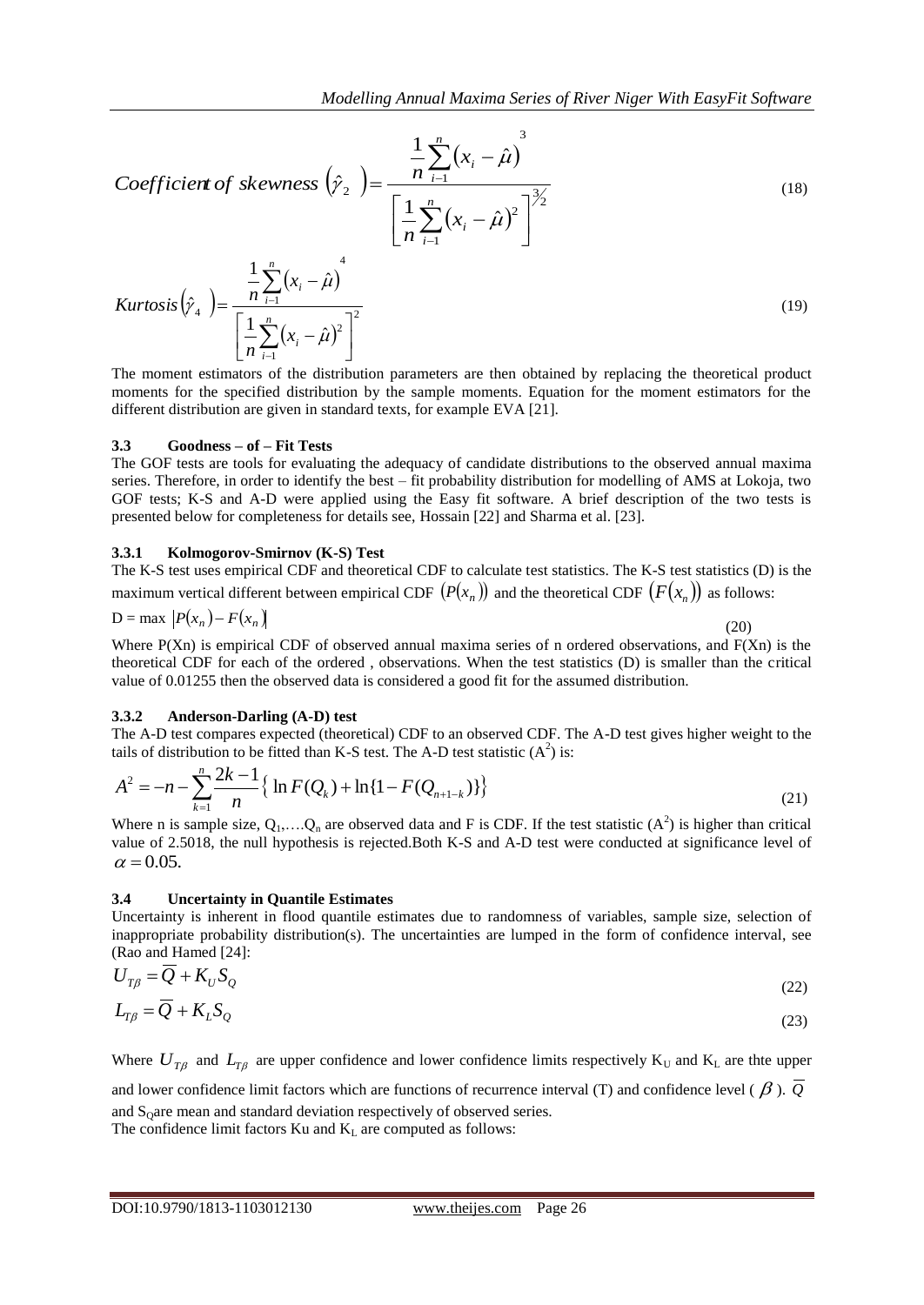$$Coefficient\ of\ skewness\ (\hat{\gamma}_2) = \frac{\frac{1}{n}\sum_{i-1}^{n}(x_i - \hat{\mu})^3}{\left[\frac{1}{n}\sum_{i-1}^{n}(x_i - \hat{\mu})^2\right]^{3/2}} \tag{18}$$

$$Kurtosis(\hat{\gamma}_4) = \frac{\frac{1}{n}\sum_{i-1}^{n}(x_i - \hat{\mu})^4}{\left[\frac{1}{n}\sum_{i-1}^{n}(x_i - \hat{\mu})^2\right]^2} \tag{19}$$

The moment estimators of the distribution parameters are then obtained by replacing the theoretical product moments for the specified distribution by the sample moments. Equation for the moment estimators for the different distribution are given in standard texts, for example EVA [21].

### 3.3 Goodness – of – Fit Tests

The GOF tests are tools for evaluating the adequacy of candidate distributions to the observed annual maxima series. Therefore, in order to identify the best – fit probability distribution for modelling of AMS at Lokoja, two GOF tests; K-S and A-D were applied using the Easy fit software. A brief description of the two tests is presented below for completeness for details see, Hossain [22] and Sharma et al. [23].

#### 3.3.1 Kolmogorov-Smirnov (K-S) Test

The K-S test uses empirical CDF and theoretical CDF to calculate test statistics. The K-S test statistics (D) is the maximum vertical different between empirical CDF $(P(x_n))$ and the theoretical CDF $(F(x_n))$ as follows:

$$D = \max\ |P(x_n) - F(x_n)| \tag{20}$$

Where P(Xn) is empirical CDF of observed annual maxima series of n ordered observations, and F(Xn) is the theoretical CDF for each of the ordered , observations. When the test statistics (D) is smaller than the critical value of 0.01255 then the observed data is considered a good fit for the assumed distribution.

#### 3.3.2 Anderson-Darling (A-D) test

The A-D test compares expected (theoretical) CDF to an observed CDF. The A-D test gives higher weight to the tails of distribution to be fitted than K-S test. The A-D test statistic ($A^2$) is:

$$A^2 = -n - \sum_{k=1}^{n}\frac{2k-1}{n}\{\ln F(Q_k) + \ln\{1 - F(Q_{n+1-k})\}\} \tag{21}$$

Where n is sample size, $Q_1, \ldots Q_n$ are observed data and F is CDF. If the test statistic ($A^2$) is higher than critical value of 2.5018, the null hypothesis is rejected.Both K-S and A-D test were conducted at significance level of $\alpha = 0.05$.

### 3.4 Uncertainty in Quantile Estimates

Uncertainty is inherent in flood quantile estimates due to randomness of variables, sample size, selection of inappropriate probability distribution(s). The uncertainties are lumped in the form of confidence interval, see (Rao and Hamed [24]:

$$U_{T\beta} = \overline{Q} + K_U S_Q \tag{22}$$

$$L_{T\beta} = \overline{Q} + K_L S_Q \tag{23}$$

Where $U_{T\beta}$ and $L_{T\beta}$ are upper confidence and lower confidence limits respectively $K_U$ and $K_L$ are thte upper and lower confidence limit factors which are functions of recurrence interval (T) and confidence level ( $\beta$ ). $\overline{Q}$ and $S_Q$are mean and standard deviation respectively of observed series.

The confidence limit factors Ku and $K_L$ are computed as follows: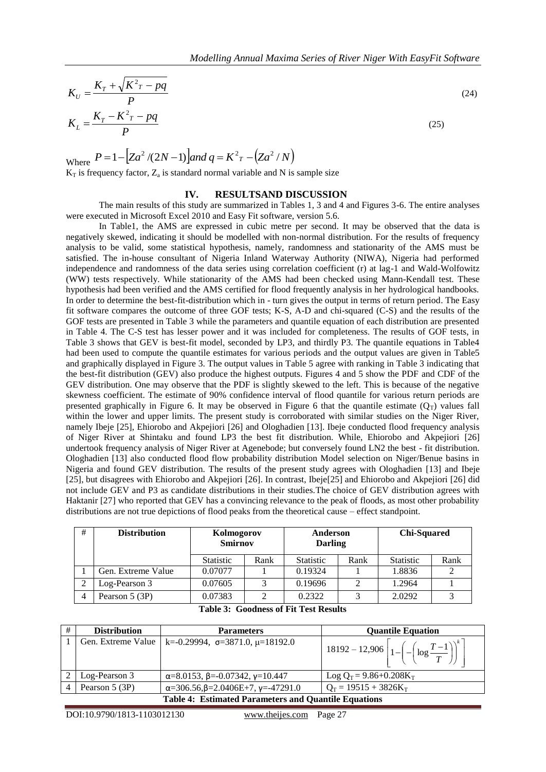$$K_U = \frac{K_T + \sqrt{K^2{}_T - pq}}{P} \tag{24}$$

$$K_L = \frac{K_T - K^2{}_T - pq}{P} \tag{25}$$

Where $P = 1 - \left[Za^2 /(2N-1)\right] and\ q = K^2{}_T - \left(Za^2 / N\right)$

$K_T$ is frequency factor, $Z_a$ is standard normal variable and N is sample size

## IV. RESULTSAND DISCUSSION

The main results of this study are summarized in Tables 1, 3 and 4 and Figures 3-6. The entire analyses were executed in Microsoft Excel 2010 and Easy Fit software, version 5.6.

In Table1, the AMS are expressed in cubic metre per second. It may be observed that the data is negatively skewed, indicating it should be modelled with non-normal distribution. For the results of frequency analysis to be valid, some statistical hypothesis, namely, randomness and stationarity of the AMS must be satisfied. The in-house consultant of Nigeria Inland Waterway Authority (NIWA), Nigeria had performed independence and randomness of the data series using correlation coefficient (r) at lag-1 and Wald-Wolfowitz (WW) tests respectively. While stationarity of the AMS had been checked using Mann-Kendall test. These hypothesis had been verified and the AMS certified for flood frequently analysis in her hydrological handbooks. In order to determine the best-fit-distribution which in - turn gives the output in terms of return period. The Easy fit software compares the outcome of three GOF tests; K-S, A-D and chi-squared (C-S) and the results of the GOF tests are presented in Table 3 while the parameters and quantile equation of each distribution are presented in Table 4. The C-S test has lesser power and it was included for completeness. The results of GOF tests, in Table 3 shows that GEV is best-fit model, seconded by LP3, and thirdly P3. The quantile equations in Table4 had been used to compute the quantile estimates for various periods and the output values are given in Table5 and graphically displayed in Figure 3. The output values in Table 5 agree with ranking in Table 3 indicating that the best-fit distribution (GEV) also produce the highest outputs. Figures 4 and 5 show the PDF and CDF of the GEV distribution. One may observe that the PDF is slightly skewed to the left. This is because of the negative skewness coefficient. The estimate of 90% confidence interval of flood quantile for various return periods are presented graphically in Figure 6. It may be observed in Figure 6 that the quantile estimate ($Q_T$) values fall within the lower and upper limits. The present study is corroborated with similar studies on the Niger River, namely Ibeje [25], Ehiorobo and Akpejiori [26] and Ologhadien [13]. Ibeje conducted flood frequency analysis of Niger River at Shintaku and found LP3 the best fit distribution. While, Ehiorobo and Akpejiori [26] undertook frequency analysis of Niger River at Agenebode; but conversely found LN2 the best - fit distribution. Ologhadien [13] also conducted flood flow probability distribution Model selection on Niger/Benue basins in Nigeria and found GEV distribution. The results of the present study agrees with Ologhadien [13] and Ibeje [25], but disagrees with Ehiorobo and Akpejiori [26]. In contrast, Ibeje[25] and Ehiorobo and Akpejiori [26] did not include GEV and P3 as candidate distributions in their studies.The choice of GEV distribution agrees with Haktanir [27] who reported that GEV has a convincing relevance to the peak of floods, as most other probability distributions are not true depictions of flood peaks from the theoretical cause – effect standpoint.

| # | Distribution | Kolmogorov Smirnov | | Anderson Darling | | Chi-Squared | |
|---|---|---|---|---|---|---|---|
| | | Statistic | Rank | Statistic | Rank | Statistic | Rank |
| 1 | Gen. Extreme Value | 0.07077 | 1 | 0.19324 | 1 | 1.8836 | 2 |
| 2 | Log-Pearson 3 | 0.07605 | 3 | 0.19696 | 2 | 1.2964 | 1 |
| 4 | Pearson 5 (3P) | 0.07383 | 2 | 0.2322 | 3 | 2.0292 | 3 |

**Table 3: Goodness of Fit Test Results**

| # | Distribution | Parameters | Quantile Equation |
|---|---|---|---|
| 1 | Gen. Extreme Value | k=-0.29994, σ=3871.0, μ=18192.0 | $18192 - 12{,}906\left[1-\left(-\left(\log\frac{T-1}{T}\right)\right)^k\right]$ |
| 2 | Log-Pearson 3 | α=8.0153, β=-0.07342, γ=10.447 | $\text{Log } Q_T = 9.86+0.208K_T$ |
| 4 | Pearson 5 (3P) | α=306.56,β=2.0406E+7, γ=-47291.0 | $Q_T = 19515 + 3826K_T$ |

**Table 4: Estimated Parameters and Quantile Equations**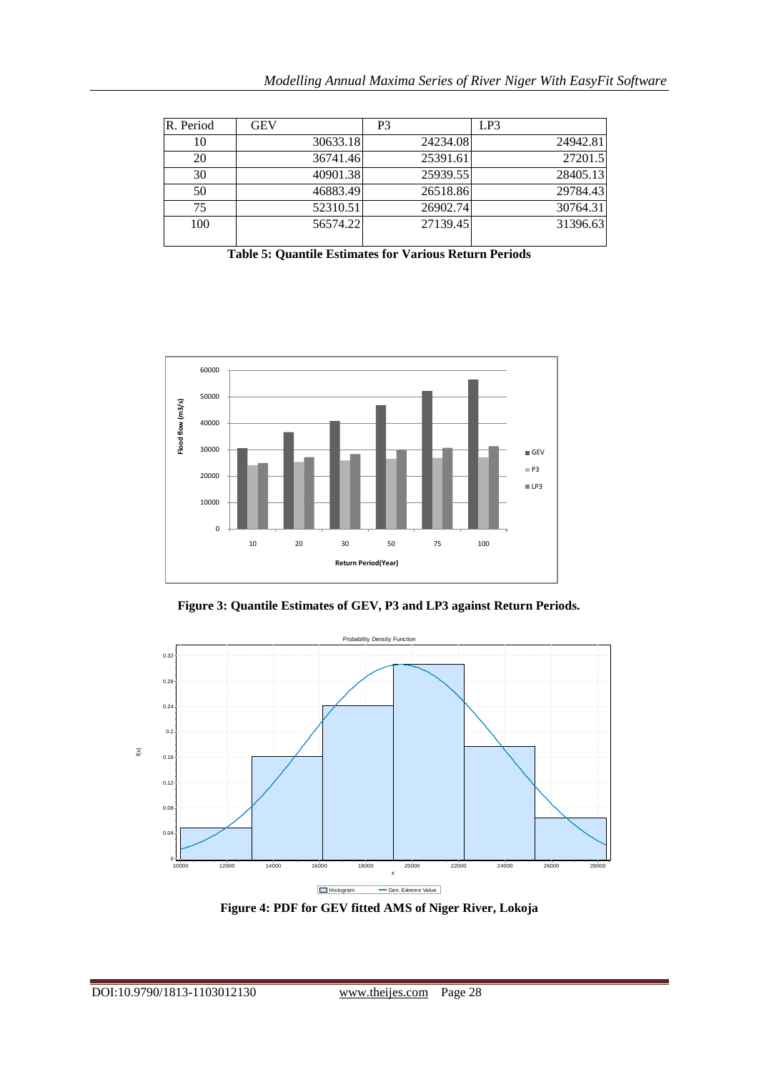| R. Period | GEV | P3 | LP3 |
|---|---|---|---|
| 10 | 30633.18 | 24234.08 | 24942.81 |
| 20 | 36741.46 | 25391.61 | 27201.5 |
| 30 | 40901.38 | 25939.55 | 28405.13 |
| 50 | 46883.49 | 26518.86 | 29784.43 |
| 75 | 52310.51 | 26902.74 | 30764.31 |
| 100 | 56574.22 | 27139.45 | 31396.63 |

**Table 5: Quantile Estimates for Various Return Periods**

Flood flow (m3/s)

60000
50000
40000
30000
20000
10000
0

10
20
30
50
75
100

Return Period(Year)

GEV
P3
LP3

**Figure 3: Quantile Estimates of GEV, P3 and LP3 against Return Periods.**

Probability Density Function

f(x)

0.32
0.28
0.24
0.2
0.16
0.12
0.08
0.04
0

10000
12000
14000
16000
18000
20000
22000
24000
26000
28000

x

Histogram
Gen. Extreme Value

**Figure 4: PDF for GEV fitted AMS of Niger River, Lokoja**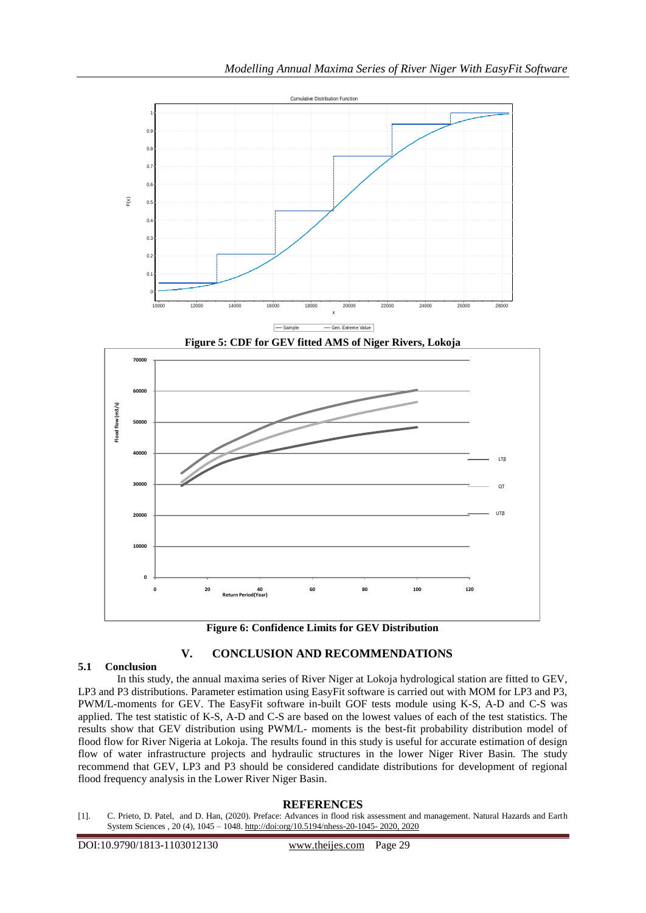Cumulative Distribution Function

F(x)

1
0.9
0.8
0.7
0.6
0.5
0.4
0.3
0.2
0.1
0

10000 12000 14000 16000 18000 20000 22000 24000 26000 28000

x

Sample
Gen. Extreme Value

**Figure 5: CDF for GEV fitted AMS of Niger Rivers, Lokoja**

Flood flow (m3/s)

70000
60000
50000
40000
30000
20000
10000
0

0 20 40 60 80 100 120

Return Period(Year)

LTβ
QT
UTβ

**Figure 6: Confidence Limits for GEV Distribution**

## V. CONCLUSION AND RECOMMENDATIONS

### 5.1 Conclusion

In this study, the annual maxima series of River Niger at Lokoja hydrological station are fitted to GEV, LP3 and P3 distributions. Parameter estimation using EasyFit software is carried out with MOM for LP3 and P3, PWM/L-moments for GEV. The EasyFit software in-built GOF tests module using K-S, A-D and C-S was applied. The test statistic of K-S, A-D and C-S are based on the lowest values of each of the test statistics. The results show that GEV distribution using PWM/L- moments is the best-fit probability distribution model of flood flow for River Nigeria at Lokoja. The results found in this study is useful for accurate estimation of design flow of water infrastructure projects and hydraulic structures in the lower Niger River Basin. The study recommend that GEV, LP3 and P3 should be considered candidate distributions for development of regional flood frequency analysis in the Lower River Niger Basin.

## REFERENCES

[1]. C. Prieto, D. Patel, and D. Han, (2020). Preface: Advances in flood risk assessment and management. Natural Hazards and Earth System Sciences , 20 (4), 1045 – 1048. http://doi:org/10.5194/nhess-20-1045- 2020, 2020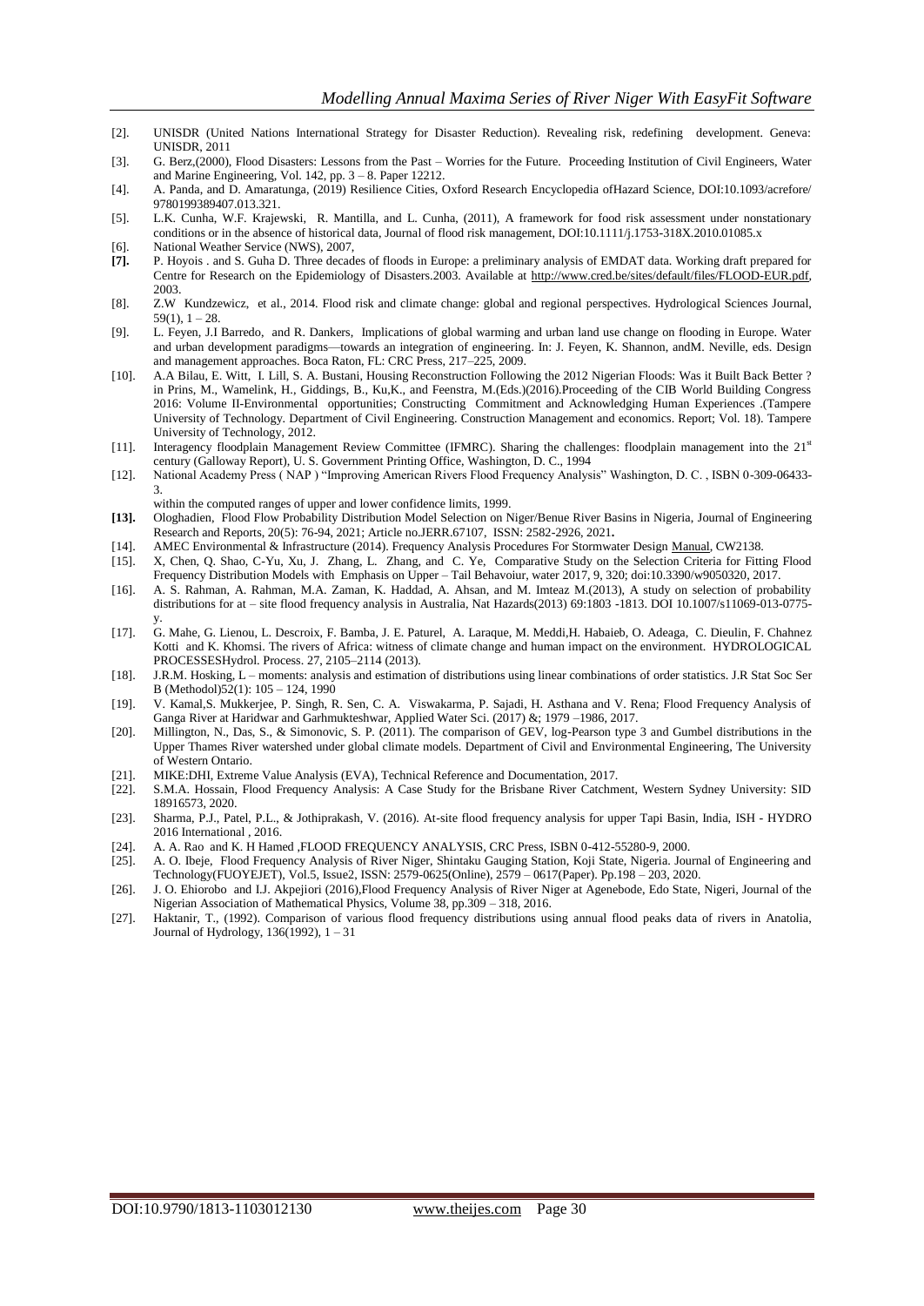[2]. UNISDR (United Nations International Strategy for Disaster Reduction). Revealing risk, redefining development. Geneva: UNISDR, 2011

[3]. G. Berz,(2000), Flood Disasters: Lessons from the Past – Worries for the Future. Proceeding Institution of Civil Engineers, Water and Marine Engineering, Vol. 142, pp. 3 – 8. Paper 12212.

[4]. A. Panda, and D. Amaratunga, (2019) Resilience Cities, Oxford Research Encyclopedia ofHazard Science, DOI:10.1093/acrefore/ 9780199389407.013.321.

[5]. L.K. Cunha, W.F. Krajewski, R. Mantilla, and L. Cunha, (2011), A framework for food risk assessment under nonstationary conditions or in the absence of historical data, Journal of flood risk management, DOI:10.1111/j.1753-318X.2010.01085.x

[6]. National Weather Service (NWS), 2007,

**[7].** P. Hoyois . and S. Guha D. Three decades of floods in Europe: a preliminary analysis of EMDAT data. Working draft prepared for Centre for Research on the Epidemiology of Disasters.2003. Available at http://www.cred.be/sites/default/files/FLOOD-EUR.pdf, 2003.

[8]. Z.W Kundzewicz, et al., 2014. Flood risk and climate change: global and regional perspectives. Hydrological Sciences Journal, 59(1), 1 – 28.

[9]. L. Feyen, J.I Barredo, and R. Dankers, Implications of global warming and urban land use change on flooding in Europe. Water and urban development paradigms—towards an integration of engineering. In: J. Feyen, K. Shannon, andM. Neville, eds. Design and management approaches. Boca Raton, FL: CRC Press, 217–225, 2009.

[10]. A.A Bilau, E. Witt, I. Lill, S. A. Bustani, Housing Reconstruction Following the 2012 Nigerian Floods: Was it Built Back Better ? in Prins, M., Wamelink, H., Giddings, B., Ku,K., and Feenstra, M.(Eds.)(2016).Proceeding of the CIB World Building Congress 2016: Volume II-Environmental opportunities; Constructing Commitment and Acknowledging Human Experiences .(Tampere University of Technology. Department of Civil Engineering. Construction Management and economics. Report; Vol. 18). Tampere University of Technology, 2012.

[11]. Interagency floodplain Management Review Committee (IFMRC). Sharing the challenges: floodplain management into the 21st century (Galloway Report), U. S. Government Printing Office, Washington, D. C., 1994

[12]. National Academy Press ( NAP ) "Improving American Rivers Flood Frequency Analysis" Washington, D. C. , ISBN 0-309-06433-3.

within the computed ranges of upper and lower confidence limits, 1999.

**[13].** Ologhadien, Flood Flow Probability Distribution Model Selection on Niger/Benue River Basins in Nigeria, Journal of Engineering Research and Reports, 20(5): 76-94, 2021; Article no.JERR.67107, ISSN: 2582-2926, 2021**.**

[14]. AMEC Environmental & Infrastructure (2014). Frequency Analysis Procedures For Stormwater Design Manual, CW2138.

[15]. X, Chen, Q. Shao, C-Yu, Xu, J. Zhang, L. Zhang, and C. Ye, Comparative Study on the Selection Criteria for Fitting Flood Frequency Distribution Models with Emphasis on Upper – Tail Behavoiur, water 2017, 9, 320; doi:10.3390/w9050320, 2017.

[16]. A. S. Rahman, A. Rahman, M.A. Zaman, K. Haddad, A. Ahsan, and M. Imteaz M.(2013), A study on selection of probability distributions for at – site flood frequency analysis in Australia, Nat Hazards(2013) 69:1803 -1813. DOI 10.1007/s11069-013-0775-y.

[17]. G. Mahe, G. Lienou, L. Descroix, F. Bamba, J. E. Paturel, A. Laraque, M. Meddi,H. Habaieb, O. Adeaga, C. Dieulin, F. Chahnez Kotti and K. Khomsi. The rivers of Africa: witness of climate change and human impact on the environment. HYDROLOGICAL PROCESSESHydrol. Process. 27, 2105–2114 (2013).

[18]. J.R.M. Hosking, L – moments: analysis and estimation of distributions using linear combinations of order statistics. J.R Stat Soc Ser B (Methodol)52(1): 105 – 124, 1990

[19]. V. Kamal,S. Mukkerjee, P. Singh, R. Sen, C. A. Viswakarma, P. Sajadi, H. Asthana and V. Rena; Flood Frequency Analysis of Ganga River at Haridwar and Garhmukteshwar, Applied Water Sci. (2017) &; 1979 –1986, 2017.

[20]. Millington, N., Das, S., & Simonovic, S. P. (2011). The comparison of GEV, log-Pearson type 3 and Gumbel distributions in the Upper Thames River watershed under global climate models. Department of Civil and Environmental Engineering, The University of Western Ontario.

[21]. MIKE:DHI, Extreme Value Analysis (EVA), Technical Reference and Documentation, 2017.

[22]. S.M.A. Hossain, Flood Frequency Analysis: A Case Study for the Brisbane River Catchment, Western Sydney University: SID 18916573, 2020.

[23]. Sharma, P.J., Patel, P.L., & Jothiprakash, V. (2016). At-site flood frequency analysis for upper Tapi Basin, India, ISH - HYDRO 2016 International , 2016.

[24]. A. A. Rao and K. H Hamed ,FLOOD FREQUENCY ANALYSIS, CRC Press, ISBN 0-412-55280-9, 2000.

[25]. A. O. Ibeje, Flood Frequency Analysis of River Niger, Shintaku Gauging Station, Koji State, Nigeria. Journal of Engineering and Technology(FUOYEJET), Vol.5, Issue2, ISSN: 2579-0625(Online), 2579 – 0617(Paper). Pp.198 – 203, 2020.

[26]. J. O. Ehiorobo and I.J. Akpejiori (2016),Flood Frequency Analysis of River Niger at Agenebode, Edo State, Nigeri, Journal of the Nigerian Association of Mathematical Physics, Volume 38, pp.309 – 318, 2016.

[27]. Haktanir, T., (1992). Comparison of various flood frequency distributions using annual flood peaks data of rivers in Anatolia, Journal of Hydrology, 136(1992), 1 – 31